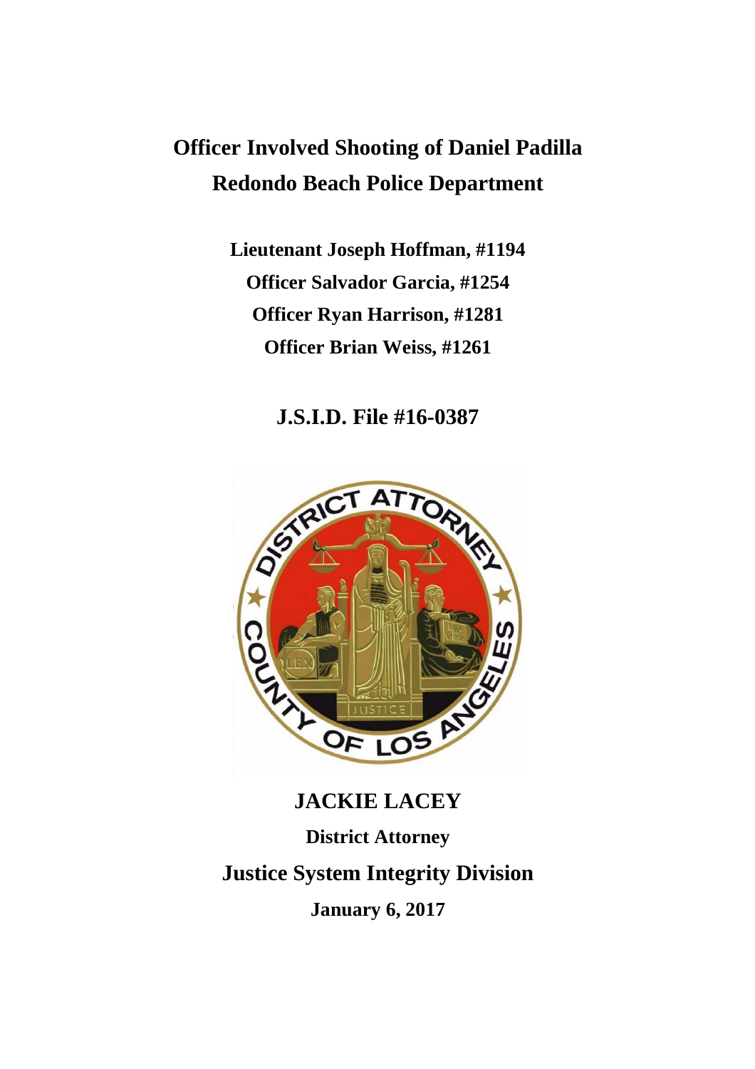# Officer Involved Shooting of Daniel Padilla
# Redondo Beach Police Department

**Lieutenant Joseph Hoffman, #1194**

**Officer Salvador Garcia, #1254**

**Officer Ryan Harrison, #1281**

**Officer Brian Weiss, #1261**

## J.S.I.D. File #16-0387

## JACKIE LACEY

**District Attorney**

## Justice System Integrity Division

**January 6, 2017**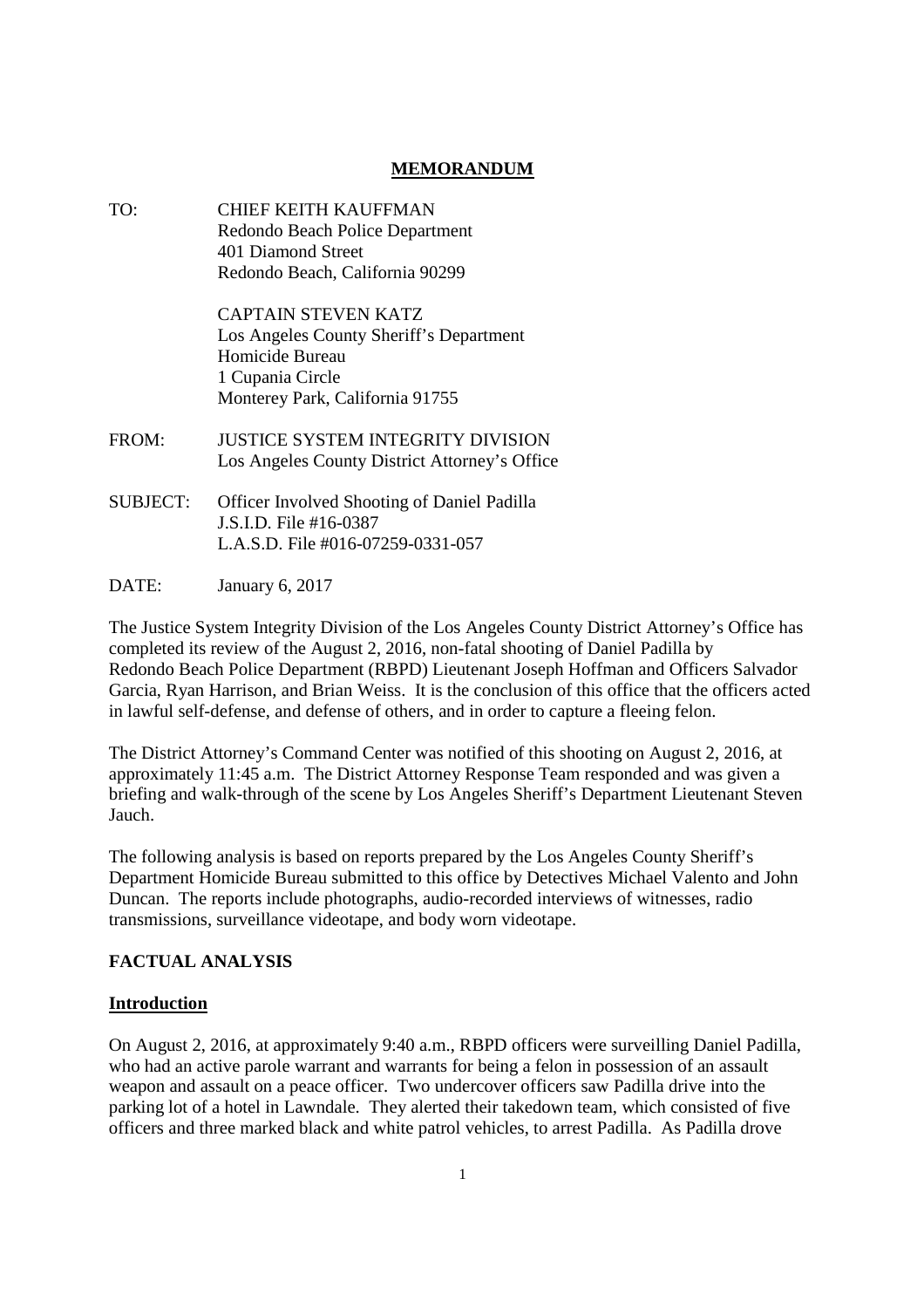**MEMORANDUM**

TO: CHIEF KEITH KAUFFMAN
Redondo Beach Police Department
401 Diamond Street
Redondo Beach, California 90299

CAPTAIN STEVEN KATZ
Los Angeles County Sheriff's Department
Homicide Bureau
1 Cupania Circle
Monterey Park, California 91755

FROM: JUSTICE SYSTEM INTEGRITY DIVISION
Los Angeles County District Attorney's Office

SUBJECT: Officer Involved Shooting of Daniel Padilla
J.S.I.D. File #16-0387
L.A.S.D. File #016-07259-0331-057

DATE: January 6, 2017

The Justice System Integrity Division of the Los Angeles County District Attorney's Office has completed its review of the August 2, 2016, non-fatal shooting of Daniel Padilla by Redondo Beach Police Department (RBPD) Lieutenant Joseph Hoffman and Officers Salvador Garcia, Ryan Harrison, and Brian Weiss. It is the conclusion of this office that the officers acted in lawful self-defense, and defense of others, and in order to capture a fleeing felon.

The District Attorney's Command Center was notified of this shooting on August 2, 2016, at approximately 11:45 a.m. The District Attorney Response Team responded and was given a briefing and walk-through of the scene by Los Angeles Sheriff's Department Lieutenant Steven Jauch.

The following analysis is based on reports prepared by the Los Angeles County Sheriff's Department Homicide Bureau submitted to this office by Detectives Michael Valento and John Duncan. The reports include photographs, audio-recorded interviews of witnesses, radio transmissions, surveillance videotape, and body worn videotape.

## FACTUAL ANALYSIS

### Introduction

On August 2, 2016, at approximately 9:40 a.m., RBPD officers were surveilling Daniel Padilla, who had an active parole warrant and warrants for being a felon in possession of an assault weapon and assault on a peace officer. Two undercover officers saw Padilla drive into the parking lot of a hotel in Lawndale. They alerted their takedown team, which consisted of five officers and three marked black and white patrol vehicles, to arrest Padilla. As Padilla drove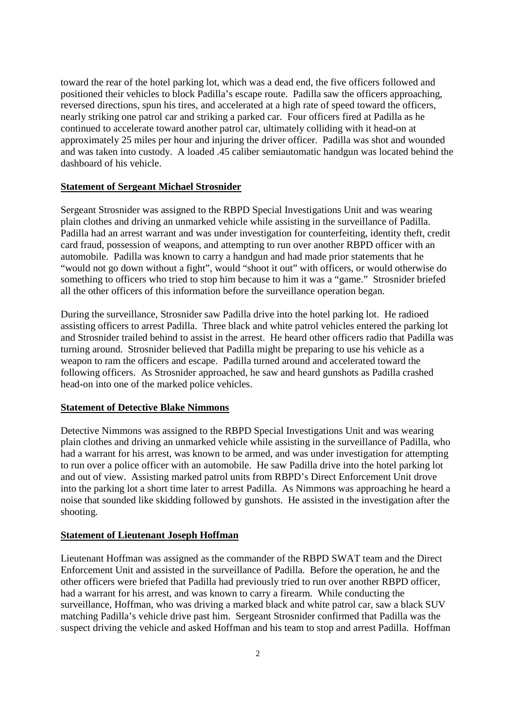toward the rear of the hotel parking lot, which was a dead end, the five officers followed and positioned their vehicles to block Padilla's escape route. Padilla saw the officers approaching, reversed directions, spun his tires, and accelerated at a high rate of speed toward the officers, nearly striking one patrol car and striking a parked car. Four officers fired at Padilla as he continued to accelerate toward another patrol car, ultimately colliding with it head-on at approximately 25 miles per hour and injuring the driver officer. Padilla was shot and wounded and was taken into custody. A loaded .45 caliber semiautomatic handgun was located behind the dashboard of his vehicle.

**Statement of Sergeant Michael Strosnider**

Sergeant Strosnider was assigned to the RBPD Special Investigations Unit and was wearing plain clothes and driving an unmarked vehicle while assisting in the surveillance of Padilla. Padilla had an arrest warrant and was under investigation for counterfeiting, identity theft, credit card fraud, possession of weapons, and attempting to run over another RBPD officer with an automobile. Padilla was known to carry a handgun and had made prior statements that he "would not go down without a fight", would "shoot it out" with officers, or would otherwise do something to officers who tried to stop him because to him it was a "game." Strosnider briefed all the other officers of this information before the surveillance operation began.

During the surveillance, Strosnider saw Padilla drive into the hotel parking lot. He radioed assisting officers to arrest Padilla. Three black and white patrol vehicles entered the parking lot and Strosnider trailed behind to assist in the arrest. He heard other officers radio that Padilla was turning around. Strosnider believed that Padilla might be preparing to use his vehicle as a weapon to ram the officers and escape. Padilla turned around and accelerated toward the following officers. As Strosnider approached, he saw and heard gunshots as Padilla crashed head-on into one of the marked police vehicles.

**Statement of Detective Blake Nimmons**

Detective Nimmons was assigned to the RBPD Special Investigations Unit and was wearing plain clothes and driving an unmarked vehicle while assisting in the surveillance of Padilla, who had a warrant for his arrest, was known to be armed, and was under investigation for attempting to run over a police officer with an automobile. He saw Padilla drive into the hotel parking lot and out of view. Assisting marked patrol units from RBPD's Direct Enforcement Unit drove into the parking lot a short time later to arrest Padilla. As Nimmons was approaching he heard a noise that sounded like skidding followed by gunshots. He assisted in the investigation after the shooting.

**Statement of Lieutenant Joseph Hoffman**

Lieutenant Hoffman was assigned as the commander of the RBPD SWAT team and the Direct Enforcement Unit and assisted in the surveillance of Padilla. Before the operation, he and the other officers were briefed that Padilla had previously tried to run over another RBPD officer, had a warrant for his arrest, and was known to carry a firearm. While conducting the surveillance, Hoffman, who was driving a marked black and white patrol car, saw a black SUV matching Padilla's vehicle drive past him. Sergeant Strosnider confirmed that Padilla was the suspect driving the vehicle and asked Hoffman and his team to stop and arrest Padilla. Hoffman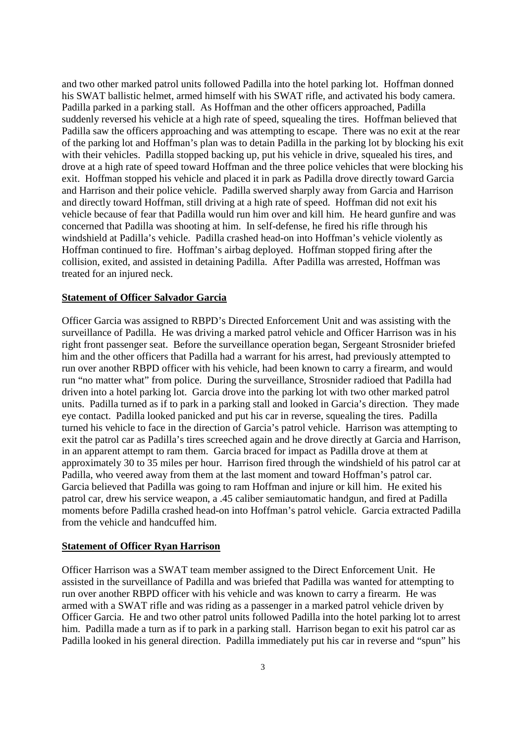and two other marked patrol units followed Padilla into the hotel parking lot. Hoffman donned his SWAT ballistic helmet, armed himself with his SWAT rifle, and activated his body camera. Padilla parked in a parking stall. As Hoffman and the other officers approached, Padilla suddenly reversed his vehicle at a high rate of speed, squealing the tires. Hoffman believed that Padilla saw the officers approaching and was attempting to escape. There was no exit at the rear of the parking lot and Hoffman's plan was to detain Padilla in the parking lot by blocking his exit with their vehicles. Padilla stopped backing up, put his vehicle in drive, squealed his tires, and drove at a high rate of speed toward Hoffman and the three police vehicles that were blocking his exit. Hoffman stopped his vehicle and placed it in park as Padilla drove directly toward Garcia and Harrison and their police vehicle. Padilla swerved sharply away from Garcia and Harrison and directly toward Hoffman, still driving at a high rate of speed. Hoffman did not exit his vehicle because of fear that Padilla would run him over and kill him. He heard gunfire and was concerned that Padilla was shooting at him. In self-defense, he fired his rifle through his windshield at Padilla's vehicle. Padilla crashed head-on into Hoffman's vehicle violently as Hoffman continued to fire. Hoffman's airbag deployed. Hoffman stopped firing after the collision, exited, and assisted in detaining Padilla. After Padilla was arrested, Hoffman was treated for an injured neck.

**Statement of Officer Salvador Garcia**

Officer Garcia was assigned to RBPD's Directed Enforcement Unit and was assisting with the surveillance of Padilla. He was driving a marked patrol vehicle and Officer Harrison was in his right front passenger seat. Before the surveillance operation began, Sergeant Strosnider briefed him and the other officers that Padilla had a warrant for his arrest, had previously attempted to run over another RBPD officer with his vehicle, had been known to carry a firearm, and would run "no matter what" from police. During the surveillance, Strosnider radioed that Padilla had driven into a hotel parking lot. Garcia drove into the parking lot with two other marked patrol units. Padilla turned as if to park in a parking stall and looked in Garcia's direction. They made eye contact. Padilla looked panicked and put his car in reverse, squealing the tires. Padilla turned his vehicle to face in the direction of Garcia's patrol vehicle. Harrison was attempting to exit the patrol car as Padilla's tires screeched again and he drove directly at Garcia and Harrison, in an apparent attempt to ram them. Garcia braced for impact as Padilla drove at them at approximately 30 to 35 miles per hour. Harrison fired through the windshield of his patrol car at Padilla, who veered away from them at the last moment and toward Hoffman's patrol car. Garcia believed that Padilla was going to ram Hoffman and injure or kill him. He exited his patrol car, drew his service weapon, a .45 caliber semiautomatic handgun, and fired at Padilla moments before Padilla crashed head-on into Hoffman's patrol vehicle. Garcia extracted Padilla from the vehicle and handcuffed him.

**Statement of Officer Ryan Harrison**

Officer Harrison was a SWAT team member assigned to the Direct Enforcement Unit. He assisted in the surveillance of Padilla and was briefed that Padilla was wanted for attempting to run over another RBPD officer with his vehicle and was known to carry a firearm. He was armed with a SWAT rifle and was riding as a passenger in a marked patrol vehicle driven by Officer Garcia. He and two other patrol units followed Padilla into the hotel parking lot to arrest him. Padilla made a turn as if to park in a parking stall. Harrison began to exit his patrol car as Padilla looked in his general direction. Padilla immediately put his car in reverse and "spun" his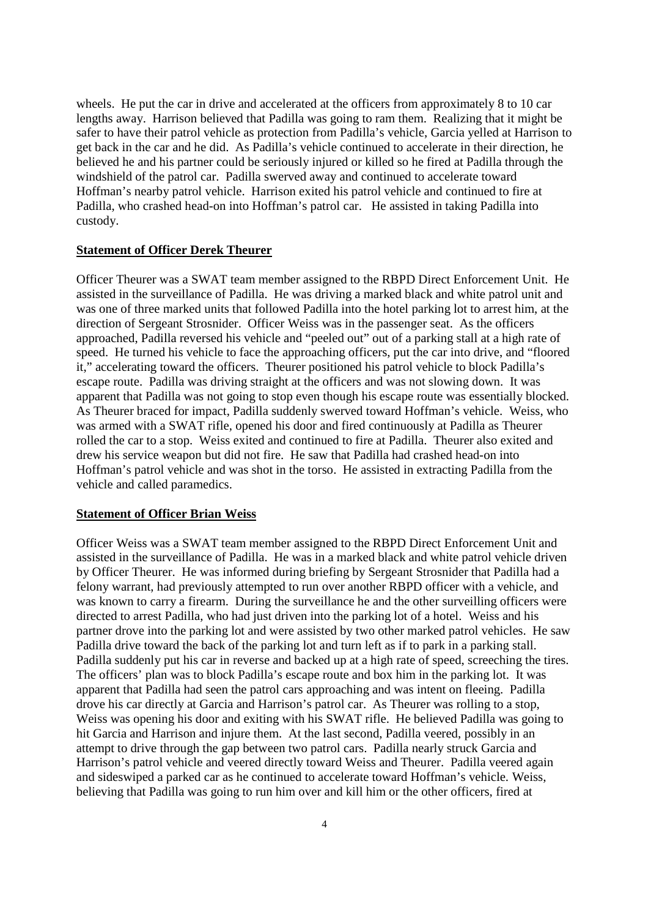wheels. He put the car in drive and accelerated at the officers from approximately 8 to 10 car lengths away. Harrison believed that Padilla was going to ram them. Realizing that it might be safer to have their patrol vehicle as protection from Padilla's vehicle, Garcia yelled at Harrison to get back in the car and he did. As Padilla's vehicle continued to accelerate in their direction, he believed he and his partner could be seriously injured or killed so he fired at Padilla through the windshield of the patrol car. Padilla swerved away and continued to accelerate toward Hoffman's nearby patrol vehicle. Harrison exited his patrol vehicle and continued to fire at Padilla, who crashed head-on into Hoffman's patrol car. He assisted in taking Padilla into custody.

**Statement of Officer Derek Theurer**

Officer Theurer was a SWAT team member assigned to the RBPD Direct Enforcement Unit. He assisted in the surveillance of Padilla. He was driving a marked black and white patrol unit and was one of three marked units that followed Padilla into the hotel parking lot to arrest him, at the direction of Sergeant Strosnider. Officer Weiss was in the passenger seat. As the officers approached, Padilla reversed his vehicle and "peeled out" out of a parking stall at a high rate of speed. He turned his vehicle to face the approaching officers, put the car into drive, and "floored it," accelerating toward the officers. Theurer positioned his patrol vehicle to block Padilla's escape route. Padilla was driving straight at the officers and was not slowing down. It was apparent that Padilla was not going to stop even though his escape route was essentially blocked. As Theurer braced for impact, Padilla suddenly swerved toward Hoffman's vehicle. Weiss, who was armed with a SWAT rifle, opened his door and fired continuously at Padilla as Theurer rolled the car to a stop. Weiss exited and continued to fire at Padilla. Theurer also exited and drew his service weapon but did not fire. He saw that Padilla had crashed head-on into Hoffman's patrol vehicle and was shot in the torso. He assisted in extracting Padilla from the vehicle and called paramedics.

**Statement of Officer Brian Weiss**

Officer Weiss was a SWAT team member assigned to the RBPD Direct Enforcement Unit and assisted in the surveillance of Padilla. He was in a marked black and white patrol vehicle driven by Officer Theurer. He was informed during briefing by Sergeant Strosnider that Padilla had a felony warrant, had previously attempted to run over another RBPD officer with a vehicle, and was known to carry a firearm. During the surveillance he and the other surveilling officers were directed to arrest Padilla, who had just driven into the parking lot of a hotel. Weiss and his partner drove into the parking lot and were assisted by two other marked patrol vehicles. He saw Padilla drive toward the back of the parking lot and turn left as if to park in a parking stall. Padilla suddenly put his car in reverse and backed up at a high rate of speed, screeching the tires. The officers' plan was to block Padilla's escape route and box him in the parking lot. It was apparent that Padilla had seen the patrol cars approaching and was intent on fleeing. Padilla drove his car directly at Garcia and Harrison's patrol car. As Theurer was rolling to a stop, Weiss was opening his door and exiting with his SWAT rifle. He believed Padilla was going to hit Garcia and Harrison and injure them. At the last second, Padilla veered, possibly in an attempt to drive through the gap between two patrol cars. Padilla nearly struck Garcia and Harrison's patrol vehicle and veered directly toward Weiss and Theurer. Padilla veered again and sideswiped a parked car as he continued to accelerate toward Hoffman's vehicle. Weiss, believing that Padilla was going to run him over and kill him or the other officers, fired at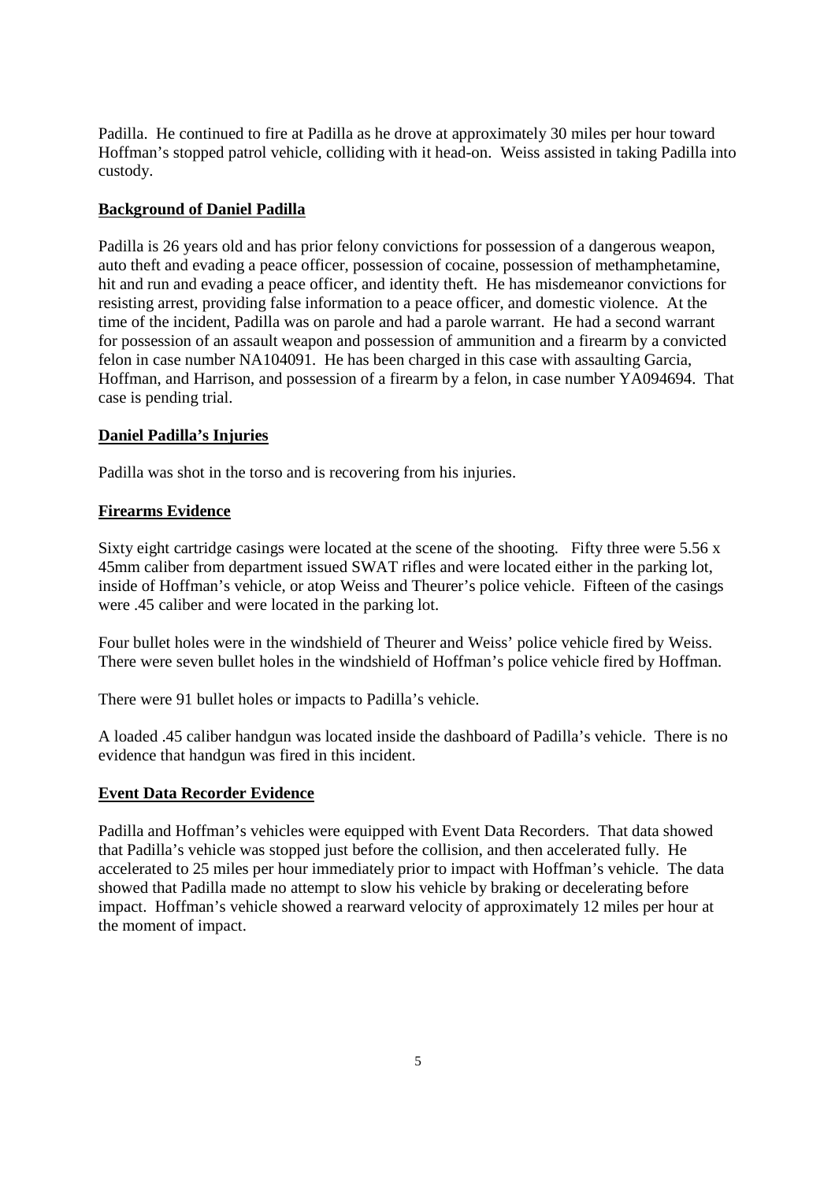Padilla. He continued to fire at Padilla as he drove at approximately 30 miles per hour toward Hoffman's stopped patrol vehicle, colliding with it head-on. Weiss assisted in taking Padilla into custody.

**Background of Daniel Padilla**

Padilla is 26 years old and has prior felony convictions for possession of a dangerous weapon, auto theft and evading a peace officer, possession of cocaine, possession of methamphetamine, hit and run and evading a peace officer, and identity theft. He has misdemeanor convictions for resisting arrest, providing false information to a peace officer, and domestic violence. At the time of the incident, Padilla was on parole and had a parole warrant. He had a second warrant for possession of an assault weapon and possession of ammunition and a firearm by a convicted felon in case number NA104091. He has been charged in this case with assaulting Garcia, Hoffman, and Harrison, and possession of a firearm by a felon, in case number YA094694. That case is pending trial.

**Daniel Padilla's Injuries**

Padilla was shot in the torso and is recovering from his injuries.

**Firearms Evidence**

Sixty eight cartridge casings were located at the scene of the shooting. Fifty three were 5.56 x 45mm caliber from department issued SWAT rifles and were located either in the parking lot, inside of Hoffman's vehicle, or atop Weiss and Theurer's police vehicle. Fifteen of the casings were .45 caliber and were located in the parking lot.

Four bullet holes were in the windshield of Theurer and Weiss' police vehicle fired by Weiss. There were seven bullet holes in the windshield of Hoffman's police vehicle fired by Hoffman.

There were 91 bullet holes or impacts to Padilla's vehicle.

A loaded .45 caliber handgun was located inside the dashboard of Padilla's vehicle. There is no evidence that handgun was fired in this incident.

**Event Data Recorder Evidence**

Padilla and Hoffman's vehicles were equipped with Event Data Recorders. That data showed that Padilla's vehicle was stopped just before the collision, and then accelerated fully. He accelerated to 25 miles per hour immediately prior to impact with Hoffman's vehicle. The data showed that Padilla made no attempt to slow his vehicle by braking or decelerating before impact. Hoffman's vehicle showed a rearward velocity of approximately 12 miles per hour at the moment of impact.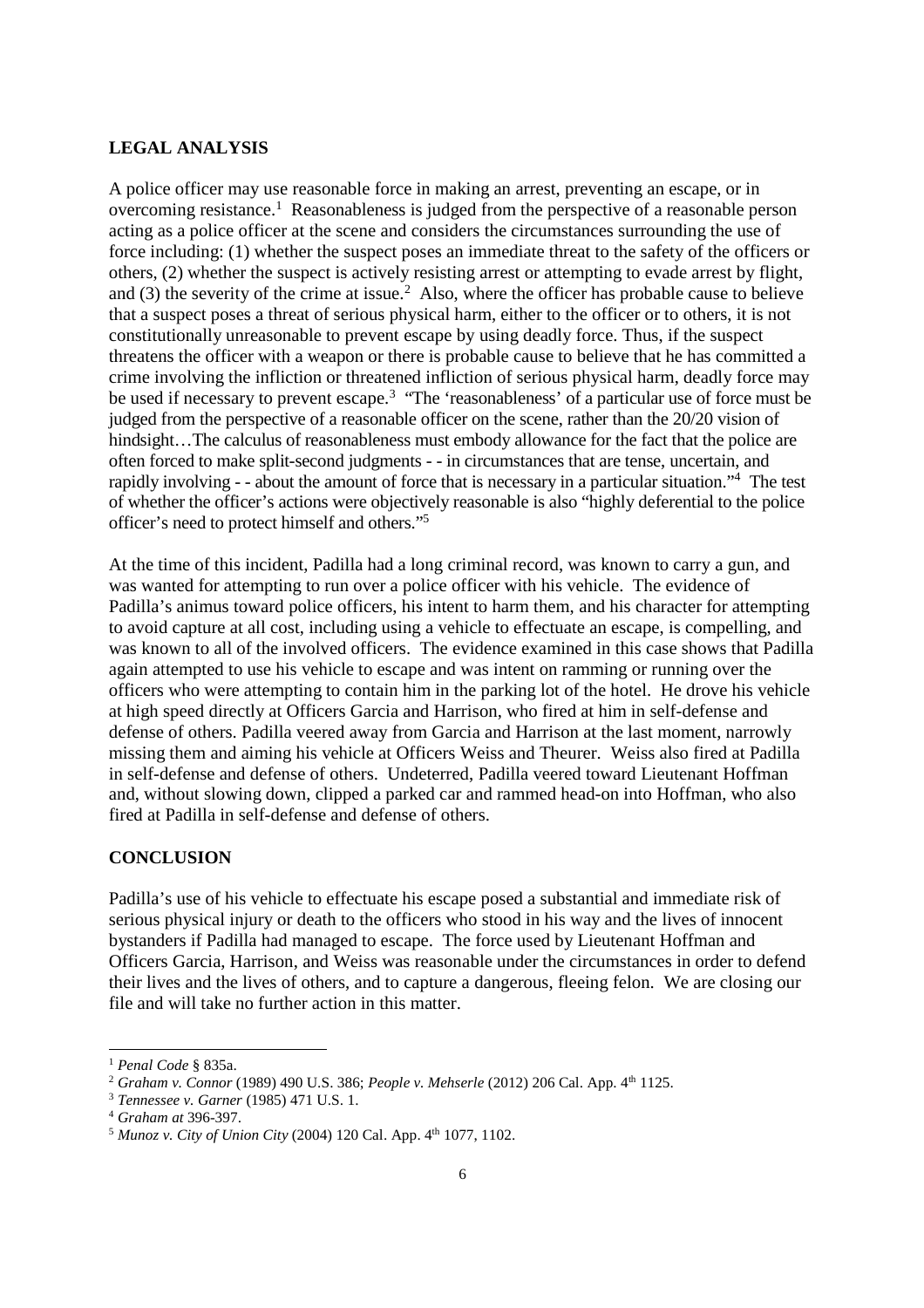**LEGAL ANALYSIS**

A police officer may use reasonable force in making an arrest, preventing an escape, or in overcoming resistance.[1] Reasonableness is judged from the perspective of a reasonable person acting as a police officer at the scene and considers the circumstances surrounding the use of force including: (1) whether the suspect poses an immediate threat to the safety of the officers or others, (2) whether the suspect is actively resisting arrest or attempting to evade arrest by flight, and (3) the severity of the crime at issue.[2] Also, where the officer has probable cause to believe that a suspect poses a threat of serious physical harm, either to the officer or to others, it is not constitutionally unreasonable to prevent escape by using deadly force. Thus, if the suspect threatens the officer with a weapon or there is probable cause to believe that he has committed a crime involving the infliction or threatened infliction of serious physical harm, deadly force may be used if necessary to prevent escape.[3] "The 'reasonableness' of a particular use of force must be judged from the perspective of a reasonable officer on the scene, rather than the 20/20 vision of hindsight…The calculus of reasonableness must embody allowance for the fact that the police are often forced to make split-second judgments - - in circumstances that are tense, uncertain, and rapidly involving - - about the amount of force that is necessary in a particular situation."[4] The test of whether the officer's actions were objectively reasonable is also "highly deferential to the police officer's need to protect himself and others."[5]

At the time of this incident, Padilla had a long criminal record, was known to carry a gun, and was wanted for attempting to run over a police officer with his vehicle. The evidence of Padilla's animus toward police officers, his intent to harm them, and his character for attempting to avoid capture at all cost, including using a vehicle to effectuate an escape, is compelling, and was known to all of the involved officers. The evidence examined in this case shows that Padilla again attempted to use his vehicle to escape and was intent on ramming or running over the officers who were attempting to contain him in the parking lot of the hotel. He drove his vehicle at high speed directly at Officers Garcia and Harrison, who fired at him in self-defense and defense of others. Padilla veered away from Garcia and Harrison at the last moment, narrowly missing them and aiming his vehicle at Officers Weiss and Theurer. Weiss also fired at Padilla in self-defense and defense of others. Undeterred, Padilla veered toward Lieutenant Hoffman and, without slowing down, clipped a parked car and rammed head-on into Hoffman, who also fired at Padilla in self-defense and defense of others.

**CONCLUSION**

Padilla's use of his vehicle to effectuate his escape posed a substantial and immediate risk of serious physical injury or death to the officers who stood in his way and the lives of innocent bystanders if Padilla had managed to escape. The force used by Lieutenant Hoffman and Officers Garcia, Harrison, and Weiss was reasonable under the circumstances in order to defend their lives and the lives of others, and to capture a dangerous, fleeing felon. We are closing our file and will take no further action in this matter.

---

[1] *Penal Code* § 835a.

[2] *Graham v. Connor* (1989) 490 U.S. 386; *People v. Mehserle* (2012) 206 Cal. App. 4th 1125.

[3] *Tennessee v. Garner* (1985) 471 U.S. 1.

[4] *Graham at* 396-397.

[5] *Munoz v. City of Union City* (2004) 120 Cal. App. 4th 1077, 1102.